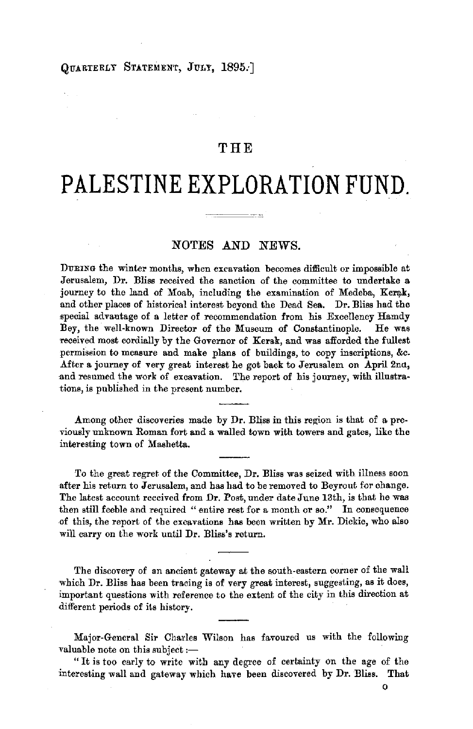QUARTERLY STATEMENT, JULY, 1895.]

# THE

# PALESTINE EXPLORATION FUND.

## NOTES AND NEWS.

DURING the winter months, when excavation becomes difficult or impossible at Jerusalem, Dr. Bliss received the sanction of the committee to undertake a journey to the land of Moab, including the examination of Medeba, Kerak, and other places of historical interest beyond the Dead Sea. Dr. Bliss had the special advantage of a letter of recommendation from his Excellency Hamdy Bey, the well-known Director of the Museum of Constantinople. He was received most cordially by the Governor of Kerak, and was afforded the fullest permission to measure and make plans of buildings, to copy inscriptions, &c. After a journey of very great interest he got back to Jerusalem on April 2nd, and resumed the work of excavation. The report of his journey, with illustrations, is published in the present number.

Among other discoveries made by Dr. Bliss in this region is that of a previously unknown Roman fort and a walled town with towers and gates, like the interesting town of Mashetta.

To the great regret of the Committee, Dr. Bliss was seized with illness soon after his return to Jerusalem, and has had to be removed to Beyrout for change. The latest account received from Dr. Post, under date June 13th, is that he was then still feeble and required "entire rest for a month or so." In consequence of this, the report of the excavations has been written by Mr. Dickie, who also will carry on the work until Dr. Bliss's return.

The discovery of an ancient gateway at the south-eastern corner of the wall which Dr. Bliss has been tracing is of very great interest, suggesting, as it does, important questions with reference to the extent of the city in this direction at different periods of its history.

Major-General Sir Charles Wilson has favoured us with the following valuable note on this subject:—

"It is too early to write with any degree of certainty on the age of the interesting wall and gateway which have been discovered by Dr. Bliss. That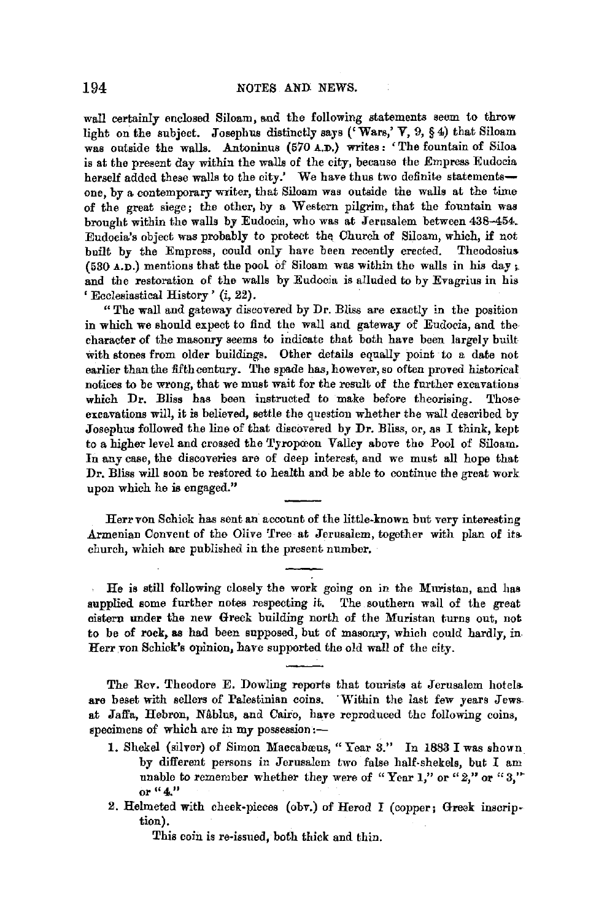wall certainly enclosed Siloam, and the following statements seem to throw light on the subject. Josephus distinctly says ('Wars,' V, 9, § 4) that Siloam was outside the walls. Antoninus (570 A.D.) writes: 'The fountain of Siloa is at the present day within the walls of the city, because the Empress Eudocia herself added these walls to the city.' We have thus two definite statements—one, by a contemporary writer, that Siloam was outside the walls at the time of the great siege; the other, by a Western pilgrim, that the fountain was brought within the walls by Eudocia, who was at Jerusalem between 438–454. Eudocia's object was probably to protect the Church of Siloam, which, if not built by the Empress, could only have been recently erected. Theodosius (530 A.D.) mentions that the pool of Siloam was within the walls in his day; and the restoration of the walls by Eudocia is alluded to by Evagrius in his 'Ecclesiastical History' (i, 22).

"The wall and gateway discovered by Dr. Bliss are exactly in the position in which we should expect to find the wall and gateway of Eudocia, and the character of the masonry seems to indicate that both have been largely built with stones from older buildings. Other details equally point to a date not earlier than the fifth century. The spade has, however, so often proved historical notices to be wrong, that we must wait for the result of the further excavations which Dr. Bliss has been instructed to make before theorising. Those excavations will, it is believed, settle the question whether the wall described by Josephus followed the line of that discovered by Dr. Bliss, or, as I think, kept to a higher level and crossed the Tyropœon Valley above the Pool of Siloam. In any case, the discoveries are of deep interest, and we must all hope that Dr. Bliss will soon be restored to health and be able to continue the great work upon which he is engaged."

---

Herr von Schick has sent an account of the little-known but very interesting Armenian Convent of the Olive Tree at Jerusalem, together with plan of its church, which are published in the present number.

---

He is still following closely the work going on in the Muristan, and has supplied some further notes respecting it. The southern wall of the great cistern under the new Greek building north of the Muristan turns out, not to be of rock, as had been supposed, but of masonry, which could hardly, in Herr von Schick's opinion, have supported the old wall of the city.

---

The Rev. Theodore E. Dowling reports that tourists at Jerusalem hotels are beset with sellers of Palestinian coins. 'Within the last few years Jews at Jaffa, Hebron, Nâblus, and Cairo, have reproduced the following coins, specimens of which are in my possession:—

1. Shekel (silver) of Simon Maccabæus, "Year 3." In 1883 I was shown by different persons in Jerusalem two false half-shekels, but I am unable to remember whether they were of "Year 1," or "2," or "3," or "4."
2. Helmeted with cheek-pieces (obv.) of Herod I (copper; Greek inscription).

   This coin is re-issued, both thick and thin.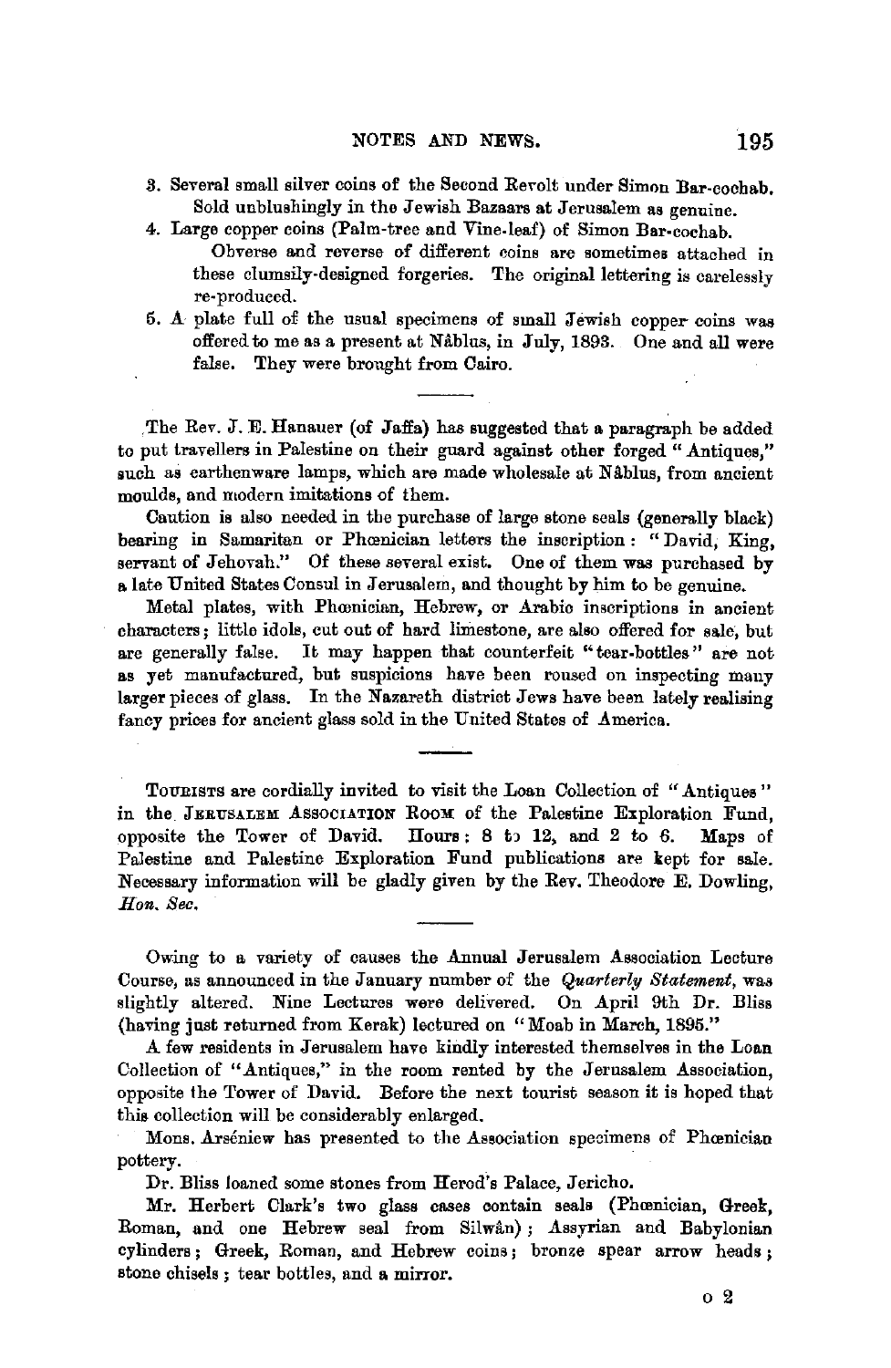3. Several small silver coins of the Second Revolt under Simon Bar-cochab. Sold unblushingly in the Jewish Bazaars at Jerusalem as genuine.
4. Large copper coins (Palm-tree and Vine-leaf) of Simon Bar-cochab.
   Obverse and reverse of different coins are sometimes attached in these clumsily-designed forgeries. The original lettering is carelessly re-produced.
5. A plate full of the usual specimens of small Jewish copper coins was offered to me as a present at Nâblus, in July, 1893. One and all were false. They were brought from Cairo.

---

The Rev. J. E. Hanauer (of Jaffa) has suggested that a paragraph be added to put travellers in Palestine on their guard against other forged "Antiques," such as earthenware lamps, which are made wholesale at Nâblus, from ancient moulds, and modern imitations of them.

Caution is also needed in the purchase of large stone seals (generally black) bearing in Samaritan or Phœnician letters the inscription: "David, King, servant of Jehovah." Of these several exist. One of them was purchased by a late United States Consul in Jerusalem, and thought by him to be genuine.

Metal plates, with Phœnician, Hebrew, or Arabic inscriptions in ancient characters; little idols, cut out of hard limestone, are also offered for sale, but are generally false. It may happen that counterfeit "tear-bottles" are not as yet manufactured, but suspicions have been roused on inspecting many larger pieces of glass. In the Nazareth district Jews have been lately realising fancy prices for ancient glass sold in the United States of America.

---

TOURISTS are cordially invited to visit the Loan Collection of "Antiques" in the JERUSALEM ASSOCIATION ROOM of the Palestine Exploration Fund, opposite the Tower of David. Hours: 8 to 12, and 2 to 6. Maps of Palestine and Palestine Exploration Fund publications are kept for sale. Necessary information will be gladly given by the Rev. Theodore E. Dowling, *Hon. Sec.*

---

Owing to a variety of causes the Annual Jerusalem Association Lecture Course, as announced in the January number of the *Quarterly Statement*, was slightly altered. Nine Lectures were delivered. On April 9th Dr. Bliss (having just returned from Kerak) lectured on "Moab in March, 1895."

A few residents in Jerusalem have kindly interested themselves in the Loan Collection of "Antiques," in the room rented by the Jerusalem Association, opposite the Tower of David. Before the next tourist season it is hoped that this collection will be considerably enlarged.

Mons. Arséniew has presented to the Association specimens of Phœnician pottery.

Dr. Bliss loaned some stones from Herod's Palace, Jericho.

Mr. Herbert Clark's two glass cases contain seals (Phœnician, Greek, Roman, and one Hebrew seal from Silwân); Assyrian and Babylonian cylinders; Greek, Roman, and Hebrew coins; bronze spear arrow heads; stone chisels; tear bottles, and a mirror.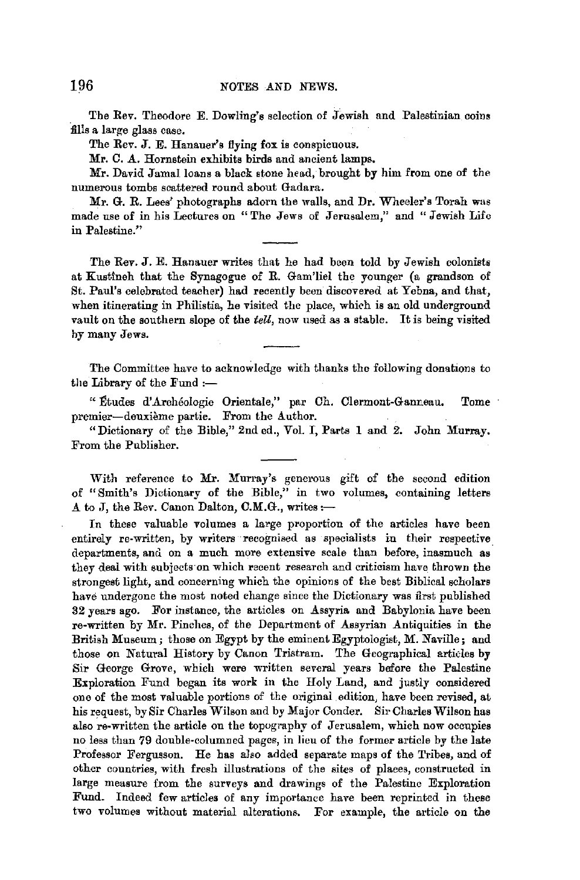The Rev. Theodore E. Dowling's selection of Jewish and Palestinian coins fills a large glass case.

The Rev. J. E. Hanauer's flying fox is conspicuous.

Mr. C. A. Hornstein exhibits birds and ancient lamps.

Mr. David Jamal loans a black stone head, brought by him from one of the numerous tombs scattered round about Gadara.

Mr. G. R. Lees' photographs adorn the walls, and Dr. Wheeler's Torah was made use of in his Lectures on "The Jews of Jerusalem," and "Jewish Life in Palestine."

---

The Rev. J. E. Hanauer writes that he had been told by Jewish colonists at Kustîneh that the Synagogue of R. Gam'liel the younger (a grandson of St. Paul's celebrated teacher) had recently been discovered at Yebna, and that, when itinerating in Philistia, he visited the place, which is an old underground vault on the southern slope of the *tell*, now used as a stable. It is being visited by many Jews.

---

The Committee have to acknowledge with thanks the following donations to the Library of the Fund :—

"Études d'Archéologie Orientale," par Ch. Clermont-Ganneau. Tome premier—deuxième partie. From the Author.

"Dictionary of the Bible," 2nd ed., Vol. I, Parts 1 and 2. John Murray. From the Publisher.

---

With reference to Mr. Murray's generous gift of the second edition of "Smith's Dictionary of the Bible," in two volumes, containing letters A to J, the Rev. Canon Dalton, C.M.G., writes :—

In these valuable volumes a large proportion of the articles have been entirely re-written, by writers recognised as specialists in their respective departments, and on a much more extensive scale than before, inasmuch as they deal with subjects on which recent research and criticism have thrown the strongest light, and concerning which the opinions of the best Biblical scholars have undergone the most noted change since the Dictionary was first published 32 years ago. For instance, the articles on Assyria and Babylonia have been re-written by Mr. Pinches, of the Department of Assyrian Antiquities in the British Museum; those on Egypt by the eminent Egyptologist, M. Naville; and those on Natural History by Canon Tristram. The Geographical articles by Sir George Grove, which were written several years before the Palestine Exploration Fund began its work in the Holy Land, and justly considered one of the most valuable portions of the original edition, have been revised, at his request, by Sir Charles Wilson and by Major Conder. Sir Charles Wilson has also re-written the article on the topography of Jerusalem, which now occupies no less than 79 double-columned pages, in lieu of the former article by the late Professor Fergusson. He has also added separate maps of the Tribes, and of other countries, with fresh illustrations of the sites of places, constructed in large measure from the surveys and drawings of the Palestine Exploration Fund. Indeed few articles of any importance have been reprinted in these two volumes without material alterations. For example, the article on the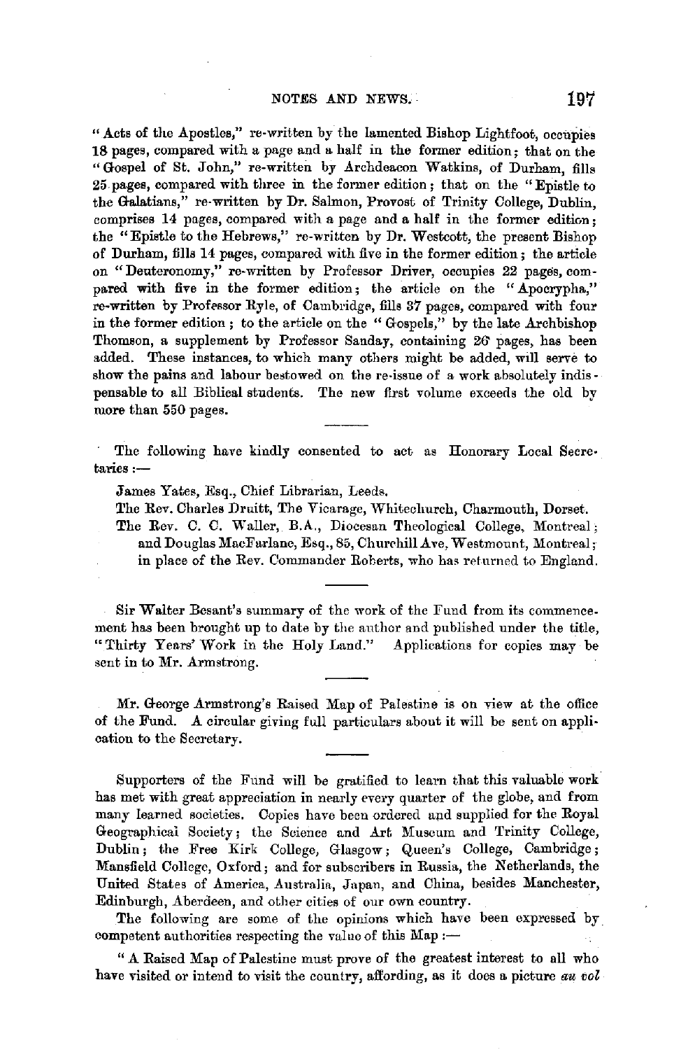"Acts of the Apostles," re-written by the lamented Bishop Lightfoot, occupies 18 pages, compared with a page and a half in the former edition; that on the "Gospel of St. John," re-written by Archdeacon Watkins, of Durham, fills 25 pages, compared with three in the former edition; that on the "Epistle to the Galatians," re-written by Dr. Salmon, Provost of Trinity College, Dublin, comprises 14 pages, compared with a page and a half in the former edition; the "Epistle to the Hebrews," re-written by Dr. Westcott, the present Bishop of Durham, fills 14 pages, compared with five in the former edition; the article on "Deuteronomy," re-written by Professor Driver, occupies 22 pages, compared with five in the former edition; the article on the "Apocrypha," re-written by Professor Ryle, of Cambridge, fills 37 pages, compared with four in the former edition; to the article on the "Gospels," by the late Archbishop Thomson, a supplement by Professor Sanday, containing 26 pages, has been added. These instances, to which many others might be added, will serve to show the pains and labour bestowed on the re-issue of a work absolutely indispensable to all Biblical students. The new first volume exceeds the old by more than 550 pages.

---

The following have kindly consented to act as Honorary Local Secretaries:—

James Yates, Esq., Chief Librarian, Leeds.
The Rev. Charles Druitt, The Vicarage, Whitechurch, Charmouth, Dorset.
The Rev. C. C. Waller, B.A., Diocesan Theological College, Montreal; and Douglas MacFarlane, Esq., 85, Churchill Ave, Westmount, Montreal; in place of the Rev. Commander Roberts, who has returned to England.

---

Sir Walter Besant's summary of the work of the Fund from its commencement has been brought up to date by the author and published under the title, "Thirty Years' Work in the Holy Land." Applications for copies may be sent in to Mr. Armstrong.

---

Mr. George Armstrong's Raised Map of Palestine is on view at the office of the Fund. A circular giving full particulars about it will be sent on application to the Secretary.

---

Supporters of the Fund will be gratified to learn that this valuable work has met with great appreciation in nearly every quarter of the globe, and from many learned societies. Copies have been ordered and supplied for the Royal Geographical Society; the Science and Art Museum and Trinity College, Dublin; the Free Kirk College, Glasgow; Queen's College, Cambridge; Mansfield College, Oxford; and for subscribers in Russia, the Netherlands, the United States of America, Australia, Japan, and China, besides Manchester, Edinburgh, Aberdeen, and other cities of our own country.

The following are some of the opinions which have been expressed by competent authorities respecting the value of this Map:—

"A Raised Map of Palestine must prove of the greatest interest to all who have visited or intend to visit the country, affording, as it does a picture *au vol*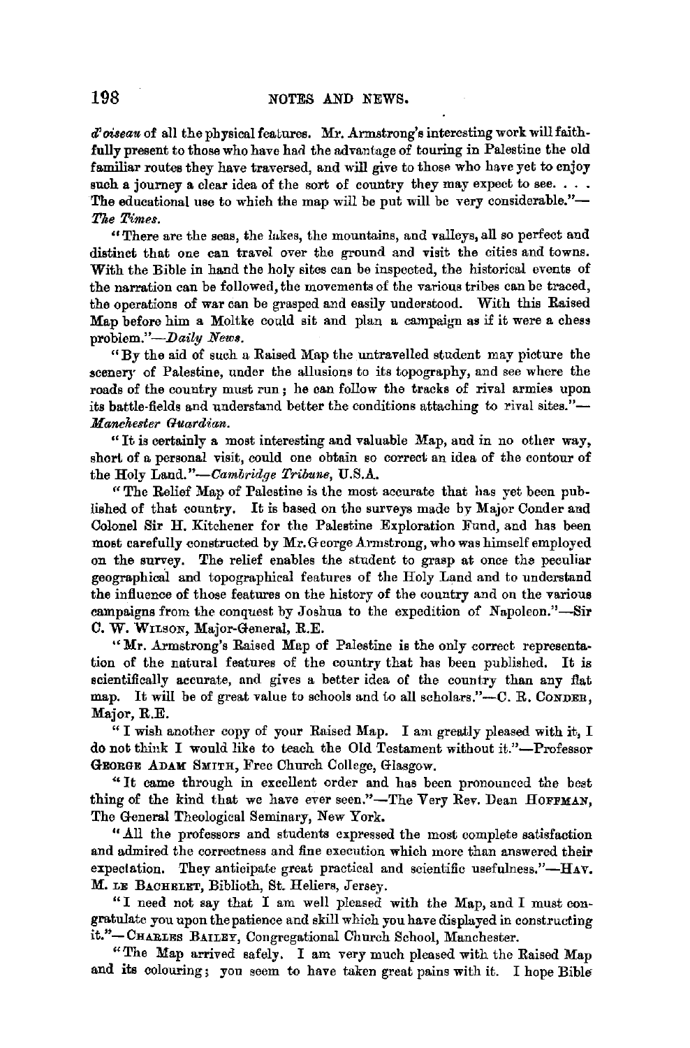*d'oiseau* of all the physical features. Mr. Armstrong's interesting work will faithfully present to those who have had the advantage of touring in Palestine the old familiar routes they have traversed, and will give to those who have yet to enjoy such a journey a clear idea of the sort of country they may expect to see. . . . The educational use to which the map will be put will be very considerable."—*The Times.*

"There are the seas, the lakes, the mountains, and valleys, all so perfect and distinct that one can travel over the ground and visit the cities and towns. With the Bible in hand the holy sites can be inspected, the historical events of the narration can be followed, the movements of the various tribes can be traced, the operations of war can be grasped and easily understood. With this Raised Map before him a Moltke could sit and plan a campaign as if it were a chess problem."—*Daily News.*

"By the aid of such a Raised Map the untravelled student may picture the scenery of Palestine, under the allusions to its topography, and see where the roads of the country must run; he can follow the tracks of rival armies upon its battle-fields and understand better the conditions attaching to rival sites."—*Manchester Guardian.*

"It is certainly a most interesting and valuable Map, and in no other way, short of a personal visit, could one obtain so correct an idea of the contour of the Holy Land."—*Cambridge Tribune,* U.S.A.

"The Relief Map of Palestine is the most accurate that has yet been published of that country. It is based on the surveys made by Major Conder and Colonel Sir H. Kitchener for the Palestine Exploration Fund, and has been most carefully constructed by Mr. George Armstrong, who was himself employed on the survey. The relief enables the student to grasp at once the peculiar geographical and topographical features of the Holy Land and to understand the influence of those features on the history of the country and on the various campaigns from the conquest by Joshua to the expedition of Napoleon."—Sir C. W. Wilson, Major-General, R.E.

"Mr. Armstrong's Raised Map of Palestine is the only correct representation of the natural features of the country that has been published. It is scientifically accurate, and gives a better idea of the country than any flat map. It will be of great value to schools and to all scholars."—C. R. Conder, Major, R.E.

"I wish another copy of your Raised Map. I am greatly pleased with it, I do not think I would like to teach the Old Testament without it."—Professor George Adam Smith, Free Church College, Glasgow.

"It came through in excellent order and has been pronounced the best thing of the kind that we have ever seen."—The Very Rev. Dean Hoffman, The General Theological Seminary, New York.

"All the professors and students expressed the most complete satisfaction and admired the correctness and fine execution which more than answered their expectation. They anticipate great practical and scientific usefulness."—Hav. M. le Bachelet, Biblioth, St. Heliers, Jersey.

"I need not say that I am well pleased with the Map, and I must congratulate you upon the patience and skill which you have displayed in constructing it."—Charles Bailey, Congregational Church School, Manchester.

"The Map arrived safely. I am very much pleased with the Raised Map and its colouring; you seem to have taken great pains with it. I hope Bible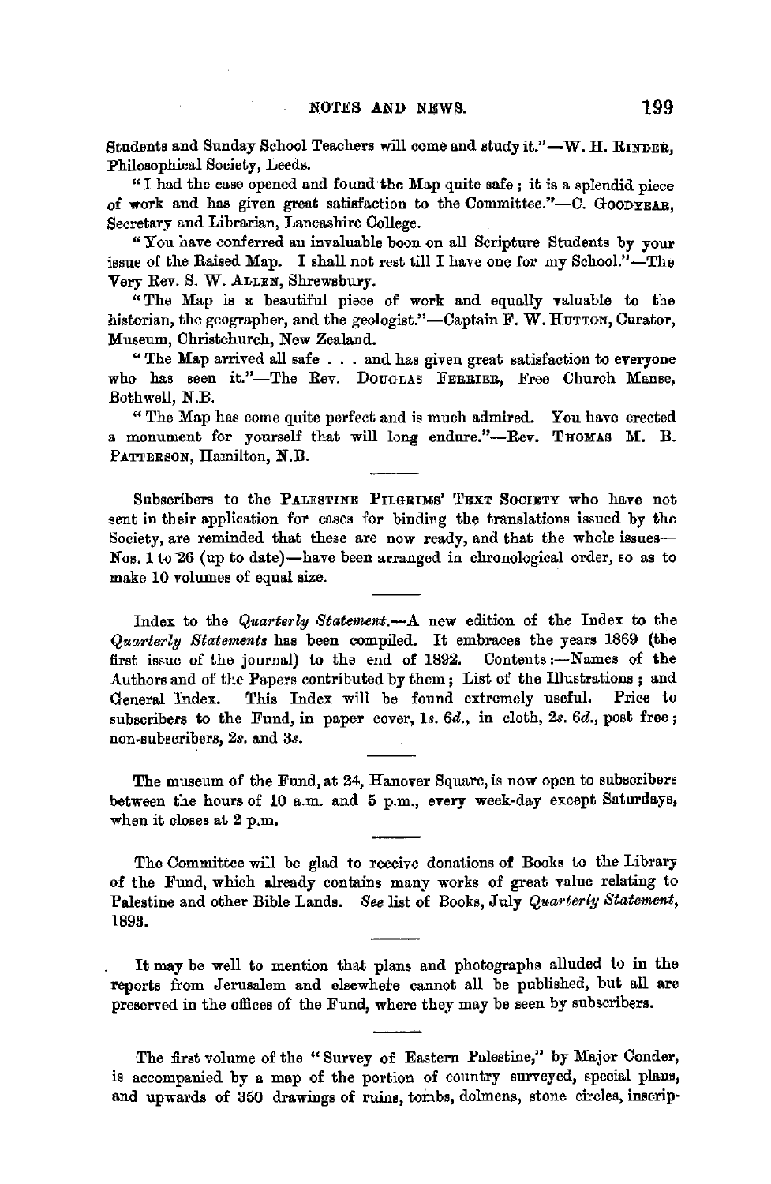Students and Sunday School Teachers will come and study it."—W. H. RINDER, Philosophical Society, Leeds.

"I had the case opened and found the Map quite safe; it is a splendid piece of work and has given great satisfaction to the Committee."—C. GOODYEAR, Secretary and Librarian, Lancashire College.

"You have conferred an invaluable boon on all Scripture Students by your issue of the Raised Map. I shall not rest till I have one for my School."—The Very Rev. S. W. ALLEN, Shrewsbury.

"The Map is a beautiful piece of work and equally valuable to the historian, the geographer, and the geologist."—Captain F. W. HUTTON, Curator, Museum, Christchurch, New Zealand.

"The Map arrived all safe . . . and has given great satisfaction to everyone who has seen it."—The Rev. DOUGLAS FERRIER, Free Church Manse, Bothwell, N.B.

"The Map has come quite perfect and is much admired. You have erected a monument for yourself that will long endure."—Rev. THOMAS M. B. PATTERSON, Hamilton, N.B.

---

Subscribers to the PALESTINE PILGRIMS' TEXT SOCIETY who have not sent in their application for cases for binding the translations issued by the Society, are reminded that these are now ready, and that the whole issues—Nos. 1 to 26 (up to date)—have been arranged in chronological order, so as to make 10 volumes of equal size.

---

Index to the *Quarterly Statement*.—A new edition of the Index to the *Quarterly Statements* has been compiled. It embraces the years 1869 (the first issue of the journal) to the end of 1892. Contents:—Names of the Authors and of the Papers contributed by them; List of the Illustrations; and General Index. This Index will be found extremely useful. Price to subscribers to the Fund, in paper cover, 1*s*. 6*d*., in cloth, 2*s*. 6*d*., post free; non-subscribers, 2*s*. and 3*s*.

---

The museum of the Fund, at 24, Hanover Square, is now open to subscribers between the hours of 10 a.m. and 5 p.m., every week-day except Saturdays, when it closes at 2 p.m.

---

The Committee will be glad to receive donations of Books to the Library of the Fund, which already contains many works of great value relating to Palestine and other Bible Lands. *See* list of Books, July *Quarterly Statement*, 1893.

---

It may be well to mention that plans and photographs alluded to in the reports from Jerusalem and elsewhere cannot all be published, but all are preserved in the offices of the Fund, where they may be seen by subscribers.

---

The first volume of the "Survey of Eastern Palestine," by Major Conder, is accompanied by a map of the portion of country surveyed, special plans, and upwards of 350 drawings of ruins, tombs, dolmens, stone circles, inscrip-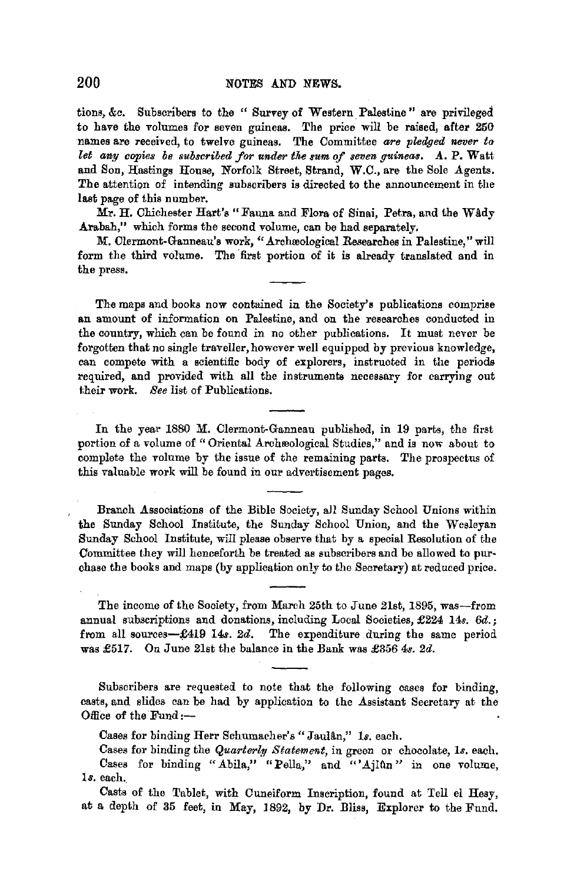tions, &c. Subscribers to the "Survey of Western Palestine" are privileged to have the volumes for seven guineas. The price will be raised, after 250 names are received, to twelve guineas. The Committee *are pledged never to let any copies be subscribed for under the sum of seven guineas.* A. P. Watt and Son, Hastings House, Norfolk Street, Strand, W.C., are the Sole Agents. The attention of intending subscribers is directed to the announcement in the last page of this number.

Mr. H. Chichester Hart's "Fauna and Flora of Sinai, Petra, and the Wâdy Arabah," which forms the second volume, can be had separately.

M. Clermont-Ganneau's work, "Archæological Researches in Palestine," will form the third volume. The first portion of it is already translated and in the press.

---

The maps and books now contained in the Society's publications comprise an amount of information on Palestine, and on the researches conducted in the country, which can be found in no other publications. It must never be forgotten that no single traveller, however well equipped by previous knowledge, can compete with a scientific body of explorers, instructed in the periods required, and provided with all the instruments necessary for carrying out their work. *See* list of Publications.

---

In the year 1880 M. Clermont-Ganneau published, in 19 parts, the first portion of a volume of "Oriental Archæological Studies," and is now about to complete the volume by the issue of the remaining parts. The prospectus of this valuable work will be found in our advertisement pages.

---

Branch Associations of the Bible Society, all Sunday School Unions within the Sunday School Institute, the Sunday School Union, and the Wesleyan Sunday School Institute, will please observe that by a special Resolution of the Committee they will henceforth be treated as subscribers and be allowed to purchase the books and maps (by application only to the Secretary) at reduced price.

---

The income of the Society, from March 25th to June 21st, 1895, was—from annual subscriptions and donations, including Local Societies, £224 14*s.* 6*d.*; from all sources—£419 14*s.* 2*d.* The expenditure during the same period was £517. On June 21st the balance in the Bank was £356 4*s.* 2*d.*

---

Subscribers are requested to note that the following cases for binding, casts, and slides can be had by application to the Assistant Secretary at the Office of the Fund:—

Cases for binding Herr Schumacher's "Jaulân," 1*s.* each.

Cases for binding the *Quarterly Statement*, in green or chocolate, 1*s.* each.

Cases for binding "Abila," "Pella," and "'Ajlûn" in one volume, 1*s.* each.

Casts of the Tablet, with Cuneiform Inscription, found at Tell el Hesy, at a depth of 35 feet, in May, 1892, by Dr. Bliss, Explorer to the Fund.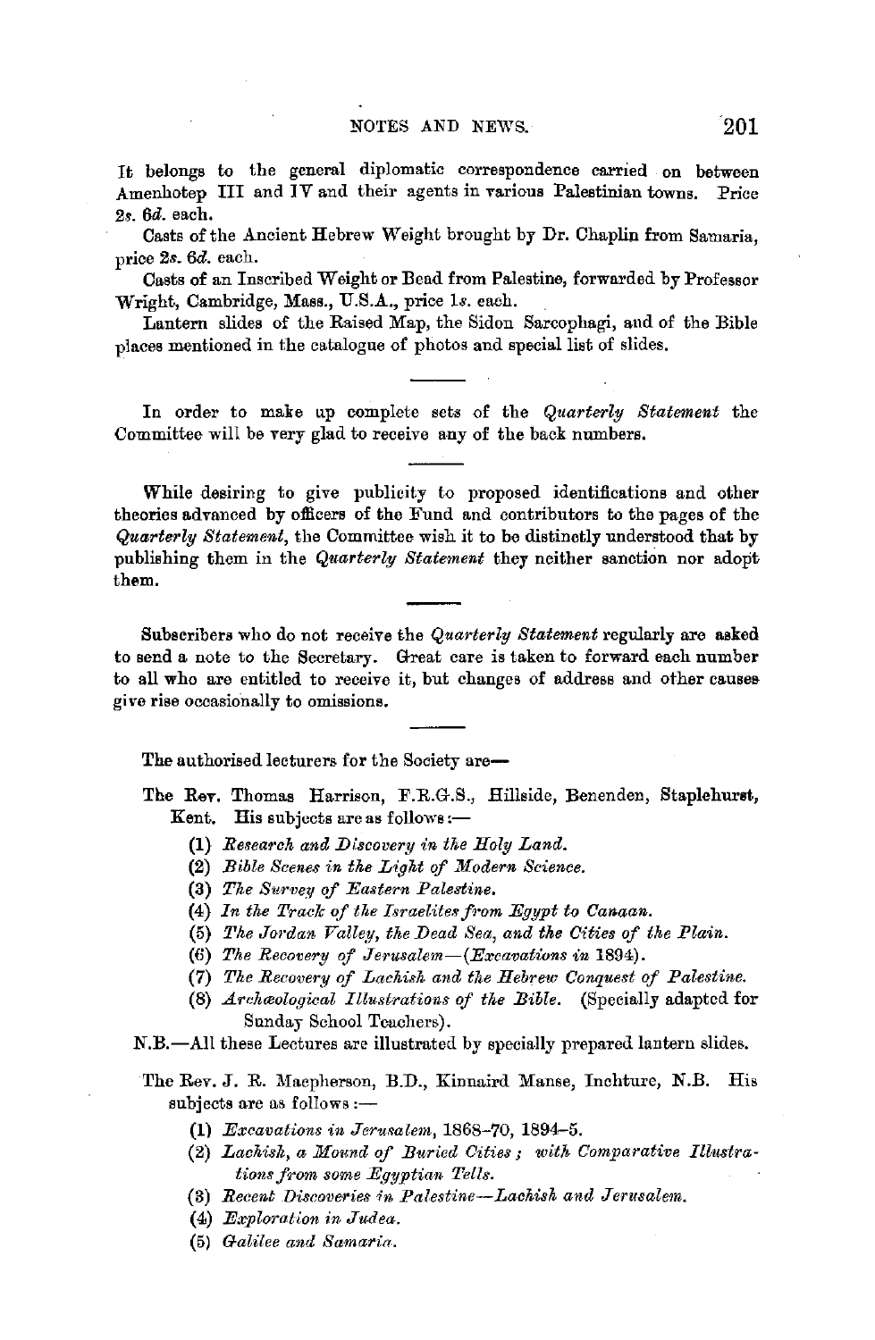It belongs to the general diplomatic correspondence carried on between Amenhotep III and IV and their agents in various Palestinian towns. Price 2*s*. 6*d*. each.

Casts of the Ancient Hebrew Weight brought by Dr. Chaplin from Samaria, price 2*s*. 6*d*. each.

Casts of an Inscribed Weight or Bead from Palestine, forwarded by Professor Wright, Cambridge, Mass., U.S.A., price 1*s*. each.

Lantern slides of the Raised Map, the Sidon Sarcophagi, and of the Bible places mentioned in the catalogue of photos and special list of slides.

---

In order to make up complete sets of the *Quarterly Statement* the Committee will be very glad to receive any of the back numbers.

---

While desiring to give publicity to proposed identifications and other theories advanced by officers of the Fund and contributors to the pages of the *Quarterly Statement*, the Committee wish it to be distinctly understood that by publishing them in the *Quarterly Statement* they neither sanction nor adopt them.

---

Subscribers who do not receive the *Quarterly Statement* regularly are asked to send a note to the Secretary. Great care is taken to forward each number to all who are entitled to receive it, but changes of address and other causes give rise occasionally to omissions.

---

The authorised lecturers for the Society are—

The Rev. Thomas Harrison, F.R.G.S., Hillside, Benenden, Staplehurst, Kent. His subjects are as follows:—

(1) *Research and Discovery in the Holy Land.*
(2) *Bible Scenes in the Light of Modern Science.*
(3) *The Survey of Eastern Palestine.*
(4) *In the Track of the Israelites from Egypt to Canaan.*
(5) *The Jordan Valley, the Dead Sea, and the Cities of the Plain.*
(6) *The Recovery of Jerusalem—(Excavations in* 1894).
(7) *The Recovery of Lachish and the Hebrew Conquest of Palestine.*
(8) *Archæological Illustrations of the Bible.* (Specially adapted for Sunday School Teachers).

N.B.—All these Lectures are illustrated by specially prepared lantern slides.

The Rev. J. R. Macpherson, B.D., Kinnaird Manse, Inchture, N.B. His subjects are as follows:—

(1) *Excavations in Jerusalem*, 1868–70, 1894–5.
(2) *Lachish, a Mound of Buried Cities; with Comparative Illustrations from some Egyptian Tells.*
(3) *Recent Discoveries in Palestine—Lachish and Jerusalem.*
(4) *Exploration in Judea.*
(5) *Galilee and Samaria.*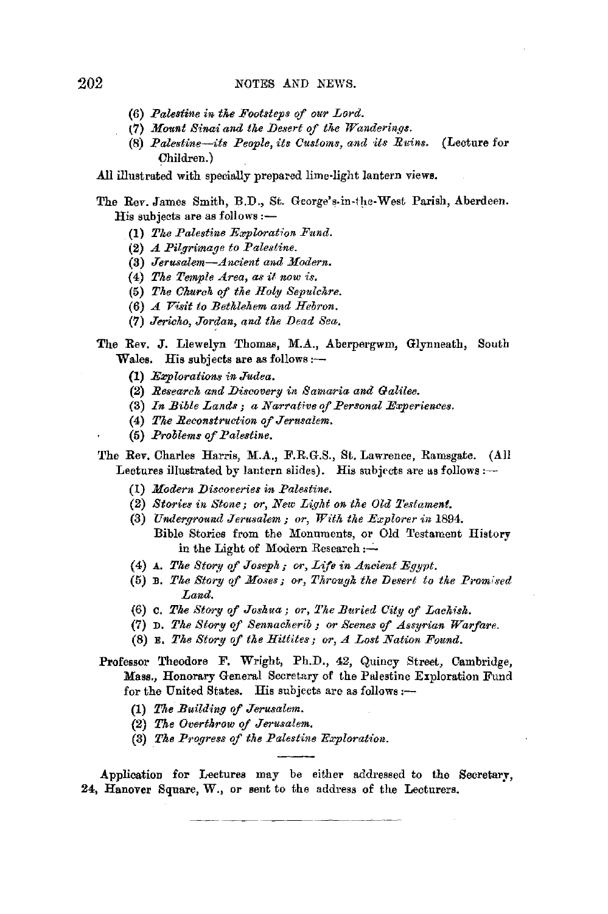(6) *Palestine in the Footsteps of our Lord.*
(7) *Mount Sinai and the Desert of the Wanderings.*
(8) *Palestine—its People, its Customs, and its Ruins.* (Lecture for Children.)

All illustrated with specially prepared lime-light lantern views.

The Rev. James Smith, B.D., St. George's-in-the-West Parish, Aberdeen. His subjects are as follows :—

(1) *The Palestine Exploration Fund.*
(2) *A Pilgrimage to Palestine.*
(3) *Jerusalem—Ancient and Modern.*
(4) *The Temple Area, as it now is.*
(5) *The Church of the Holy Sepulchre.*
(6) *A Visit to Bethlehem and Hebron.*
(7) *Jericho, Jordan, and the Dead Sea.*

The Rev. J. Llewelyn Thomas, M.A., Aberpergwm, Glynneath, South Wales. His subjects are as follows :—

(1) *Explorations in Judea.*
(2) *Research and Discovery in Samaria and Galilee.*
(3) *In Bible Lands ; a Narrative of Personal Experiences.*
(4) *The Reconstruction of Jerusalem.*
(5) *Problems of Palestine.*

The Rev. Charles Harris, M.A., F.R.G.S., St. Lawrence, Ramsgate. (All Lectures illustrated by lantern slides). His subjects are as follows :—

(1) *Modern Discoveries in Palestine.*
(2) *Stories in Stone ; or, New Light on the Old Testament.*
(3) *Underground Jerusalem ; or, With the Explorer in 1894.*
Bible Stories from the Monuments, or Old Testament History in the Light of Modern Research :—
(4) A. *The Story of Joseph ; or, Life in Ancient Egypt.*
(5) B. *The Story of Moses ; or, Through the Desert to the Promised Land.*
(6) C. *The Story of Joshua ; or, The Buried City of Lachish.*
(7) D. *The Story of Sennacherib ; or Scenes of Assyrian Warfare.*
(8) E. *The Story of the Hittites ; or, A Lost Nation Found.*

Professor Theodore F. Wright, Ph.D., 42, Quincy Street, Cambridge, Mass., Honorary General Secretary of the Palestine Exploration Fund for the United States. His subjects are as follows :—

(1) *The Building of Jerusalem.*
(2) *The Overthrow of Jerusalem.*
(3) *The Progress of the Palestine Exploration.*

---

Application for Lectures may be either addressed to the Secretary, 24, Hanover Square, W., or sent to the address of the Lecturers.